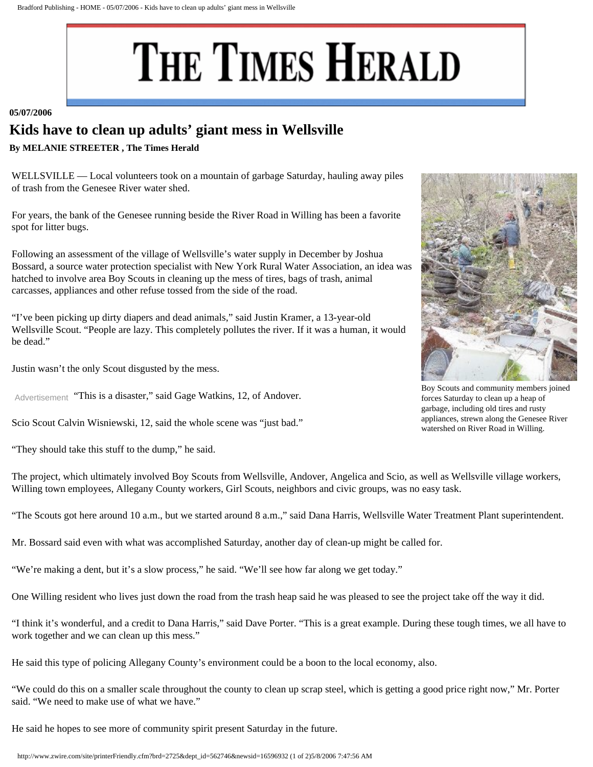# THE TIMES HERALD

**05/07/2006**

## Kids have to clean up adults' giant mess in Wellsville

**By MELANIE STREETER , The Times Herald**

WELLSVILLE — Local volunteers took on a mountain of garbage Saturday, hauling away piles of trash from the Genesee River water shed.

For years, the bank of the Genesee running beside the River Road in Willing has been a favorite spot for litter bugs.

Following an assessment of the village of Wellsville's water supply in December by Joshua Bossard, a source water protection specialist with New York Rural Water Association, an idea was hatched to involve area Boy Scouts in cleaning up the mess of tires, bags of trash, animal carcasses, appliances and other refuse tossed from the side of the road.

"I've been picking up dirty diapers and dead animals," said Justin Kramer, a 13-year-old Wellsville Scout. "People are lazy. This completely pollutes the river. If it was a human, it would be dead."

Justin wasn't the only Scout disgusted by the mess.

"This is a disaster," said Gage Watkins, 12, of Andover.

Scio Scout Calvin Wisniewski, 12, said the whole scene was "just bad."

"They should take this stuff to the dump," he said.

Boy Scouts and community members joined forces Saturday to clean up a heap of garbage, including old tires and rusty appliances, strewn along the Genesee River watershed on River Road in Willing.

The project, which ultimately involved Boy Scouts from Wellsville, Andover, Angelica and Scio, as well as Wellsville village workers, Willing town employees, Allegany County workers, Girl Scouts, neighbors and civic groups, was no easy task.

"The Scouts got here around 10 a.m., but we started around 8 a.m.," said Dana Harris, Wellsville Water Treatment Plant superintendent.

Mr. Bossard said even with what was accomplished Saturday, another day of clean-up might be called for.

"We're making a dent, but it's a slow process," he said. "We'll see how far along we get today."

One Willing resident who lives just down the road from the trash heap said he was pleased to see the project take off the way it did.

"I think it's wonderful, and a credit to Dana Harris," said Dave Porter. "This is a great example. During these tough times, we all have to work together and we can clean up this mess."

He said this type of policing Allegany County's environment could be a boon to the local economy, also.

"We could do this on a smaller scale throughout the county to clean up scrap steel, which is getting a good price right now," Mr. Porter said. "We need to make use of what we have."

He said he hopes to see more of community spirit present Saturday in the future.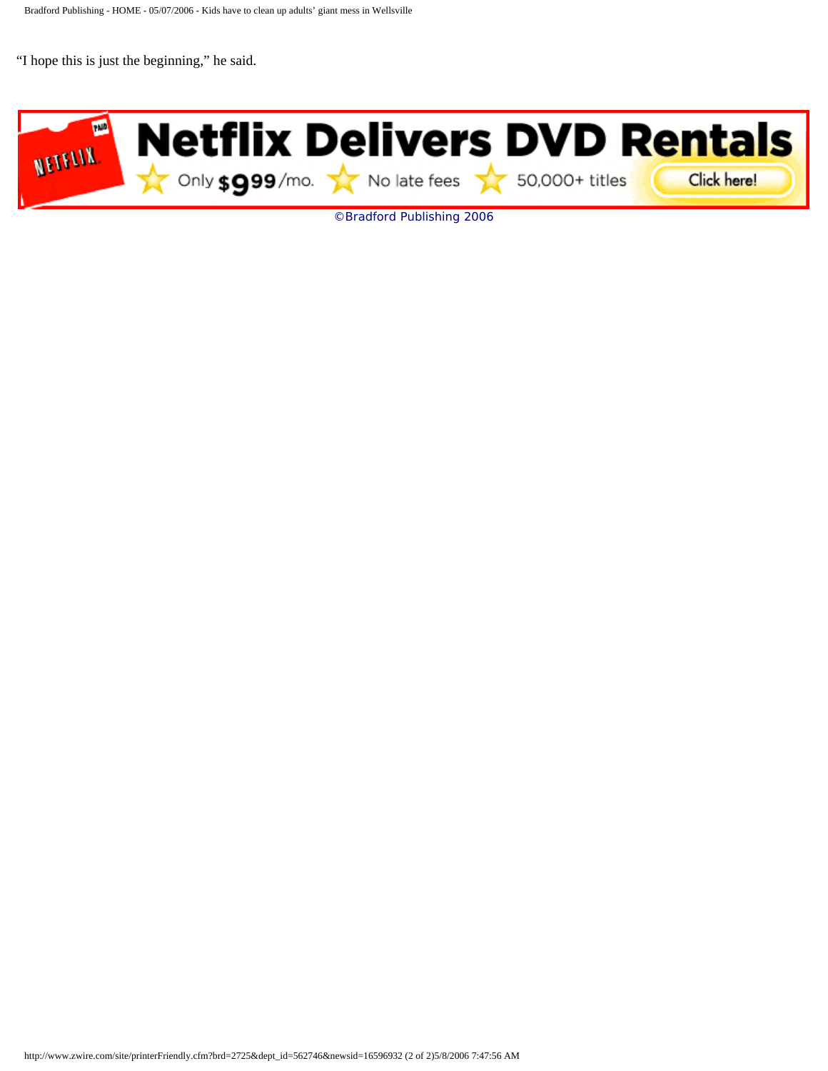"I hope this is just the beginning," he said.

Netflix Delivers DVD Rentals

Only $9.99/mo. No late fees 50,000+ titles Click here!

©Bradford Publishing 2006